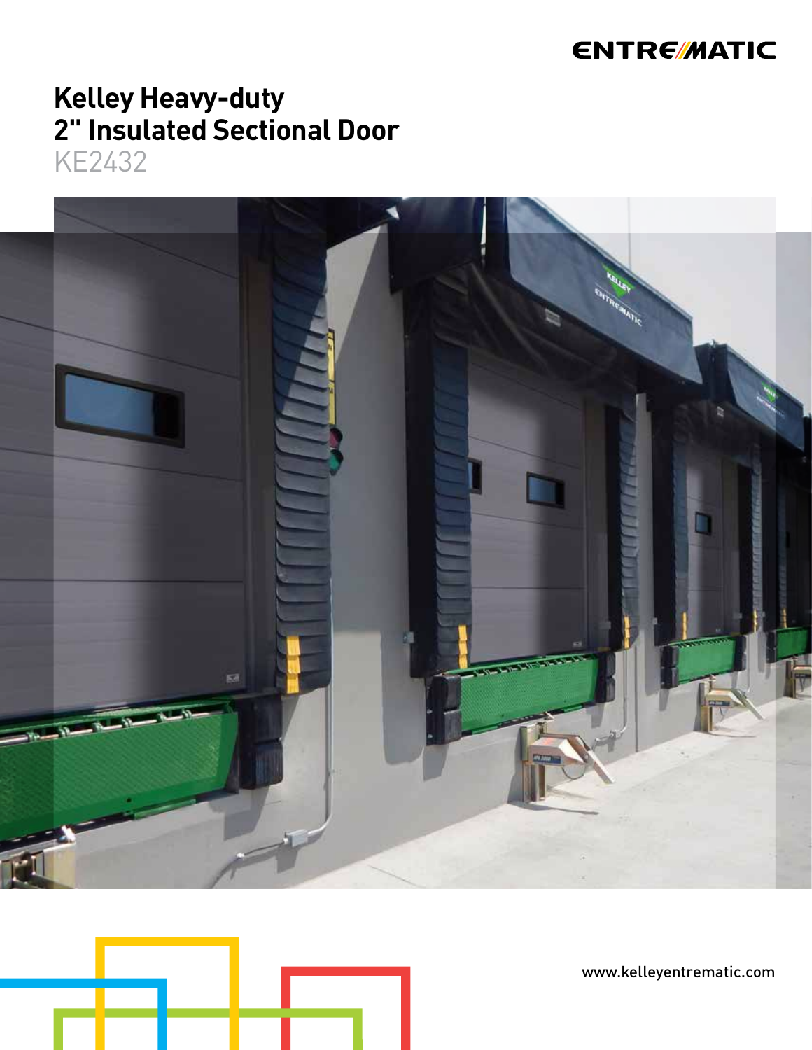ENTREMATIC

# Kelley Heavy-duty 2" Insulated Sectional Door

KE2432

www.kelleyentrematic.com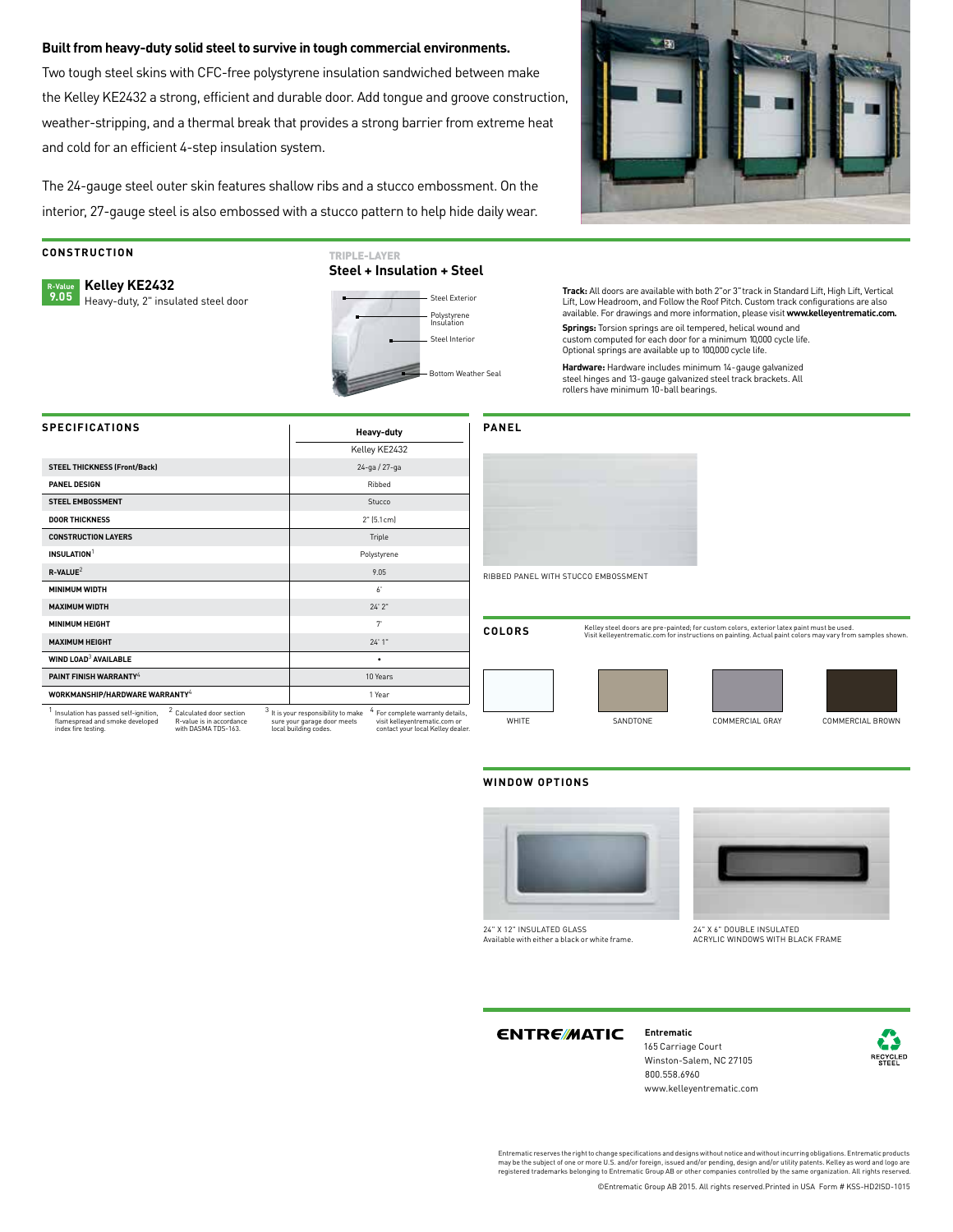**Built from heavy-duty solid steel to survive in tough commercial environments.**

Two tough steel skins with CFC-free polystyrene insulation sandwiched between make the Kelley KE2432 a strong, efficient and durable door. Add tongue and groove construction, weather-stripping, and a thermal break that provides a strong barrier from extreme heat and cold for an efficient 4-step insulation system.

The 24-gauge steel outer skin features shallow ribs and a stucco embossment. On the interior, 27-gauge steel is also embossed with a stucco pattern to help hide daily wear.

## CONSTRUCTION

R-Value 9.05

**Kelley KE2432**
Heavy-duty, 2" insulated steel door

TRIPLE-LAYER
**Steel + Insulation + Steel**

Steel Exterior
Polystyrene Insulation
Steel Interior
Bottom Weather Seal

**Track:** All doors are available with both 2"or 3" track in Standard Lift, High Lift, Vertical Lift, Low Headroom, and Follow the Roof Pitch. Custom track configurations are also available. For drawings and more information, please visit **www.kelleyentrematic.com.**

**Springs:** Torsion springs are oil tempered, helical wound and custom computed for each door for a minimum 10,000 cycle life. Optional springs are available up to 100,000 cycle life.

**Hardware:** Hardware includes minimum 14-gauge galvanized steel hinges and 13-gauge galvanized steel track brackets. All rollers have minimum 10-ball bearings.

## SPECIFICATIONS

| SPECIFICATIONS | Heavy-duty |
|---|---|
| | Kelley KE2432 |
| STEEL THICKNESS (Front/Back) | 24-ga / 27-ga |
| PANEL DESIGN | Ribbed |
| STEEL EMBOSSMENT | Stucco |
| DOOR THICKNESS | 2" (5.1cm) |
| CONSTRUCTION LAYERS | Triple |
| INSULATION[1] | Polystyrene |
| R-VALUE[2] | 9.05 |
| MINIMUM WIDTH | 6' |
| MAXIMUM WIDTH | 24' 2" |
| MINIMUM HEIGHT | 7' |
| MAXIMUM HEIGHT | 24' 1" |
| WIND LOAD[3] AVAILABLE | • |
| PAINT FINISH WARRANTY[4] | 10 Years |
| WORKMANSHIP/HARDWARE WARRANTY[4] | 1 Year |

[1] Insulation has passed self-ignition, flamespread and smoke developed index fire testing.
[2] Calculated door section R-value is in accordance with DASMA TDS-163.
[3] It is your responsibility to make sure your garage door meets local building codes.
[4] For complete warranty details, visit kelleyentrematic.com or contact your local Kelley dealer.

## PANEL

RIBBED PANEL WITH STUCCO EMBOSSMENT

## COLORS

Kelley steel doors are pre-painted; for custom colors, exterior latex paint must be used. Visit kelleyentrematic.com for instructions on painting. Actual paint colors may vary from samples shown.

WHITE
SANDTONE
COMMERCIAL GRAY
COMMERCIAL BROWN

## WINDOW OPTIONS

24" X 12" INSULATED GLASS
Available with either a black or white frame.

24" X 6" DOUBLE INSULATED
ACRYLIC WINDOWS WITH BLACK FRAME

ENTREMATIC

**Entrematic**
165 Carriage Court
Winston-Salem, NC 27105
800.558.6960
www.kelleyentrematic.com

RECYCLED STEEL

Entrematic reserves the right to change specifications and designs without notice and without incurring obligations. Entrematic products may be the subject of one or more U.S. and/or foreign, issued and/or pending, design and/or utility patents. Kelley as word and logo are registered trademarks belonging to Entrematic Group AB or other companies controlled by the same organization. All rights reserved.

©Entrematic Group AB 2015. All rights reserved.Printed in USA Form # KSS-HD2ISD-1015